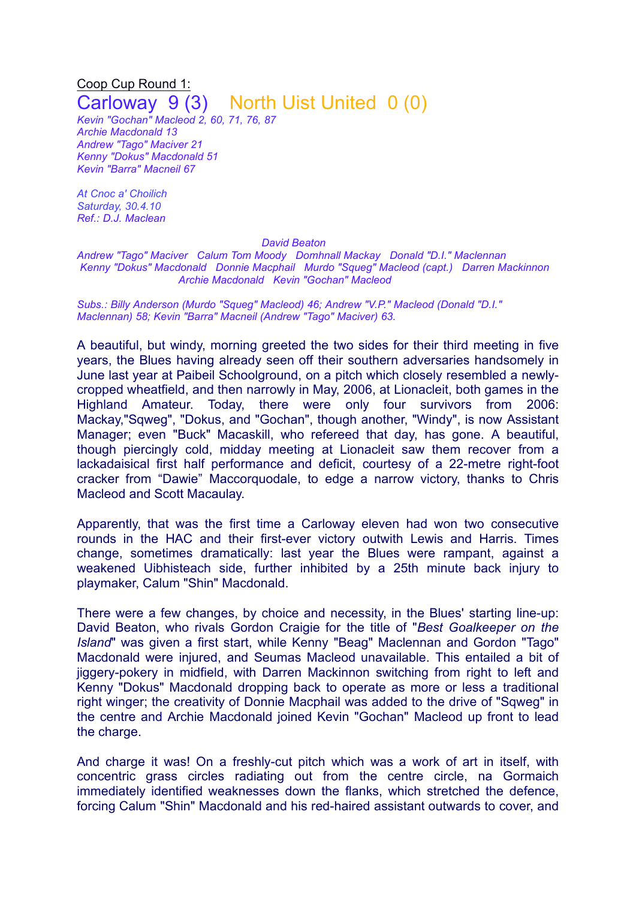Coop Cup Round 1:

## Carloway 9 (3) North Uist United 0 (0)

*Kevin "Gochan" Macleod 2, 60, 71, 76, 87*
*Archie Macdonald 13*
*Andrew "Tago" Maciver 21*
*Kenny "Dokus" Macdonald 51*
*Kevin "Barra" Macneil 67*

*At Cnoc a' Choilich*
*Saturday, 30.4.10*
*Ref.: D.J. Maclean*

*David Beaton*
*Andrew "Tago" Maciver Calum Tom Moody Domhnall Mackay Donald "D.I." Maclennan*
*Kenny "Dokus" Macdonald Donnie Macphail Murdo "Squeg" Macleod (capt.) Darren Mackinnon*
*Archie Macdonald Kevin "Gochan" Macleod*

*Subs.: Billy Anderson (Murdo "Squeg" Macleod) 46; Andrew "V.P." Macleod (Donald "D.I." Maclennan) 58; Kevin "Barra" Macneil (Andrew "Tago" Maciver) 63.*

A beautiful, but windy, morning greeted the two sides for their third meeting in five years, the Blues having already seen off their southern adversaries handsomely in June last year at Paibeil Schoolground, on a pitch which closely resembled a newly-cropped wheatfield, and then narrowly in May, 2006, at Lionacleit, both games in the Highland Amateur. Today, there were only four survivors from 2006: Mackay,"Sqweg", "Dokus, and "Gochan", though another, "Windy", is now Assistant Manager; even "Buck" Macaskill, who refereed that day, has gone. A beautiful, though piercingly cold, midday meeting at Lionacleit saw them recover from a lackadaisical first half performance and deficit, courtesy of a 22-metre right-foot cracker from "Dawie" Maccorquodale, to edge a narrow victory, thanks to Chris Macleod and Scott Macaulay.

Apparently, that was the first time a Carloway eleven had won two consecutive rounds in the HAC and their first-ever victory outwith Lewis and Harris. Times change, sometimes dramatically: last year the Blues were rampant, against a weakened Uibhisteach side, further inhibited by a 25th minute back injury to playmaker, Calum "Shin" Macdonald.

There were a few changes, by choice and necessity, in the Blues' starting line-up: David Beaton, who rivals Gordon Craigie for the title of "*Best Goalkeeper on the Island*" was given a first start, while Kenny "Beag" Maclennan and Gordon "Tago" Macdonald were injured, and Seumas Macleod unavailable. This entailed a bit of jiggery-pokery in midfield, with Darren Mackinnon switching from right to left and Kenny "Dokus" Macdonald dropping back to operate as more or less a traditional right winger; the creativity of Donnie Macphail was added to the drive of "Sqweg" in the centre and Archie Macdonald joined Kevin "Gochan" Macleod up front to lead the charge.

And charge it was! On a freshly-cut pitch which was a work of art in itself, with concentric grass circles radiating out from the centre circle, na Gormaich immediately identified weaknesses down the flanks, which stretched the defence, forcing Calum "Shin" Macdonald and his red-haired assistant outwards to cover, and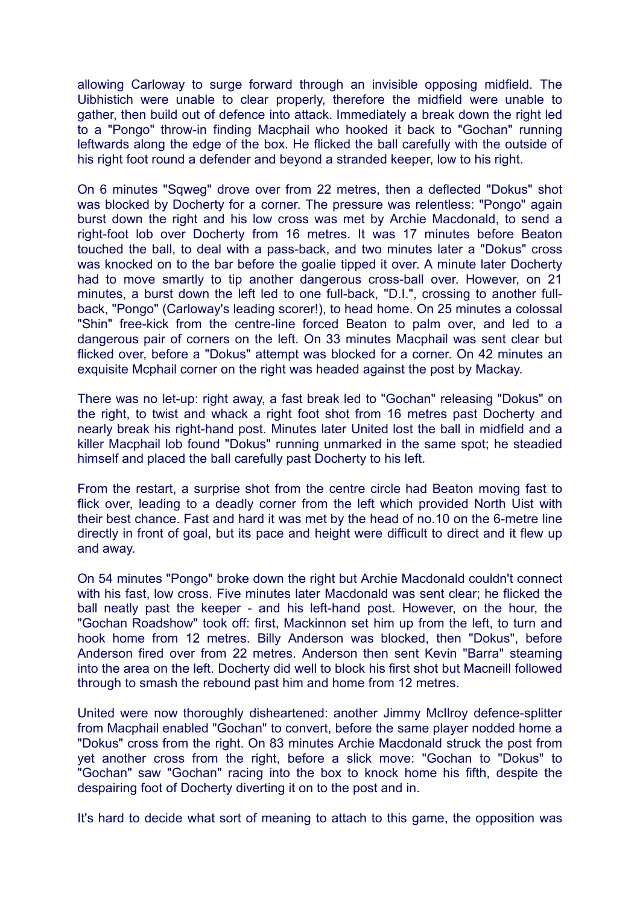allowing Carloway to surge forward through an invisible opposing midfield. The Uibhistich were unable to clear properly, therefore the midfield were unable to gather, then build out of defence into attack. Immediately a break down the right led to a "Pongo" throw-in finding Macphail who hooked it back to "Gochan" running leftwards along the edge of the box. He flicked the ball carefully with the outside of his right foot round a defender and beyond a stranded keeper, low to his right.

On 6 minutes "Sqweg" drove over from 22 metres, then a deflected "Dokus" shot was blocked by Docherty for a corner. The pressure was relentless: "Pongo" again burst down the right and his low cross was met by Archie Macdonald, to send a right-foot lob over Docherty from 16 metres. It was 17 minutes before Beaton touched the ball, to deal with a pass-back, and two minutes later a "Dokus" cross was knocked on to the bar before the goalie tipped it over. A minute later Docherty had to move smartly to tip another dangerous cross-ball over. However, on 21 minutes, a burst down the left led to one full-back, "D.I.", crossing to another full-back, "Pongo" (Carloway's leading scorer!), to head home. On 25 minutes a colossal "Shin" free-kick from the centre-line forced Beaton to palm over, and led to a dangerous pair of corners on the left. On 33 minutes Macphail was sent clear but flicked over, before a "Dokus" attempt was blocked for a corner. On 42 minutes an exquisite Mcphail corner on the right was headed against the post by Mackay.

There was no let-up: right away, a fast break led to "Gochan" releasing "Dokus" on the right, to twist and whack a right foot shot from 16 metres past Docherty and nearly break his right-hand post. Minutes later United lost the ball in midfield and a killer Macphail lob found "Dokus" running unmarked in the same spot; he steadied himself and placed the ball carefully past Docherty to his left.

From the restart, a surprise shot from the centre circle had Beaton moving fast to flick over, leading to a deadly corner from the left which provided North Uist with their best chance. Fast and hard it was met by the head of no.10 on the 6-metre line directly in front of goal, but its pace and height were difficult to direct and it flew up and away.

On 54 minutes "Pongo" broke down the right but Archie Macdonald couldn't connect with his fast, low cross. Five minutes later Macdonald was sent clear; he flicked the ball neatly past the keeper - and his left-hand post. However, on the hour, the "Gochan Roadshow" took off: first, Mackinnon set him up from the left, to turn and hook home from 12 metres. Billy Anderson was blocked, then "Dokus", before Anderson fired over from 22 metres. Anderson then sent Kevin "Barra" steaming into the area on the left. Docherty did well to block his first shot but Macneill followed through to smash the rebound past him and home from 12 metres.

United were now thoroughly disheartened: another Jimmy McIlroy defence-splitter from Macphail enabled "Gochan" to convert, before the same player nodded home a "Dokus" cross from the right. On 83 minutes Archie Macdonald struck the post from yet another cross from the right, before a slick move: "Gochan to "Dokus" to "Gochan" saw "Gochan" racing into the box to knock home his fifth, despite the despairing foot of Docherty diverting it on to the post and in.

It's hard to decide what sort of meaning to attach to this game, the opposition was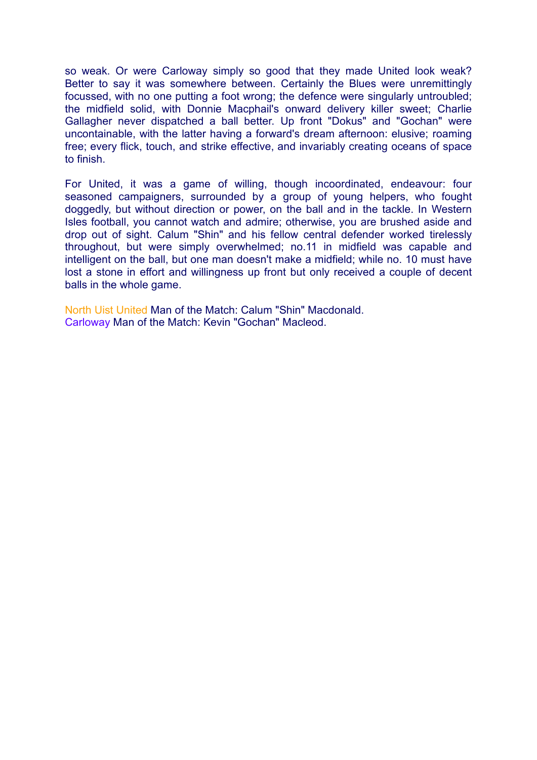so weak. Or were Carloway simply so good that they made United look weak? Better to say it was somewhere between. Certainly the Blues were unremittingly focussed, with no one putting a foot wrong; the defence were singularly untroubled; the midfield solid, with Donnie Macphail's onward delivery killer sweet; Charlie Gallagher never dispatched a ball better. Up front "Dokus" and "Gochan" were uncontainable, with the latter having a forward's dream afternoon: elusive; roaming free; every flick, touch, and strike effective, and invariably creating oceans of space to finish.

For United, it was a game of willing, though incoordinated, endeavour: four seasoned campaigners, surrounded by a group of young helpers, who fought doggedly, but without direction or power, on the ball and in the tackle. In Western Isles football, you cannot watch and admire; otherwise, you are brushed aside and drop out of sight. Calum "Shin" and his fellow central defender worked tirelessly throughout, but were simply overwhelmed; no.11 in midfield was capable and intelligent on the ball, but one man doesn't make a midfield; while no. 10 must have lost a stone in effort and willingness up front but only received a couple of decent balls in the whole game.

North Uist United Man of the Match: Calum "Shin" Macdonald.
Carloway Man of the Match: Kevin "Gochan" Macleod.